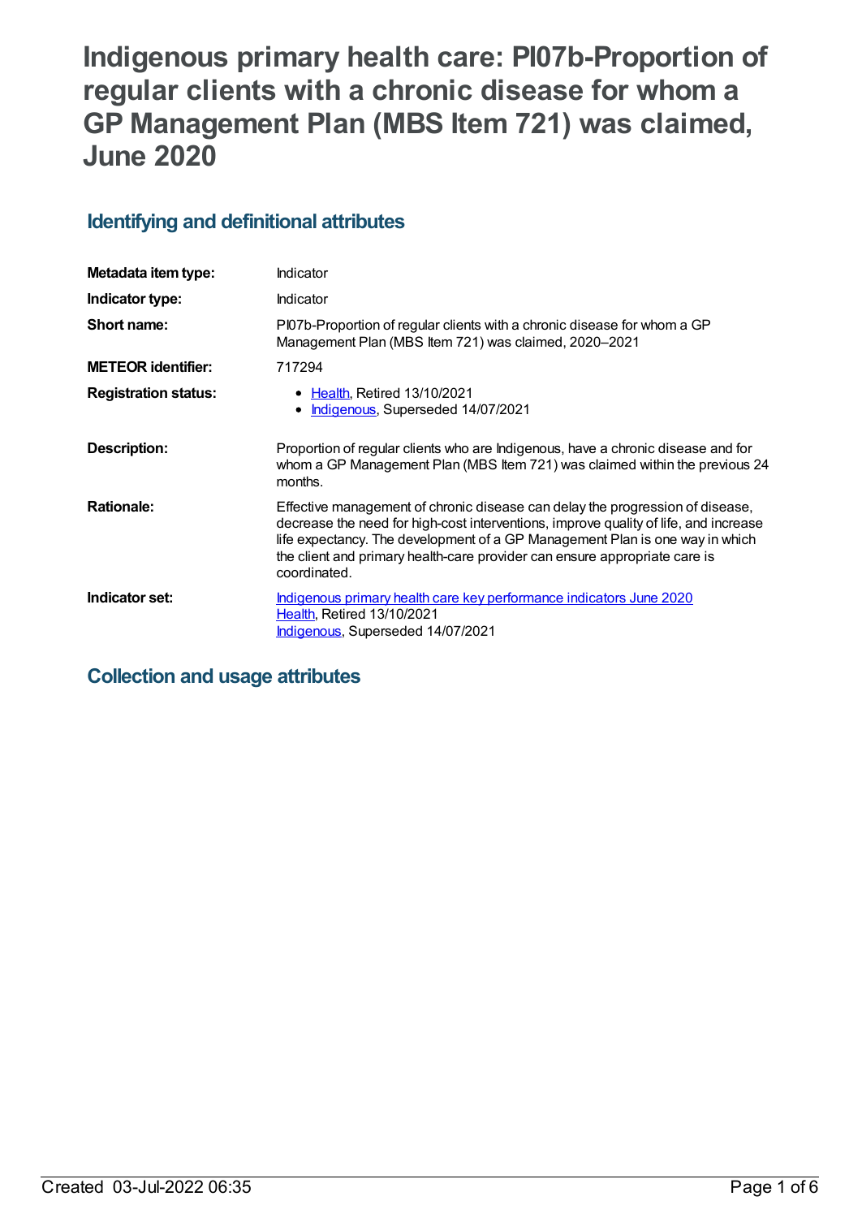# Indigenous primary health care: PI07b-Proportion of regular clients with a chronic disease for whom a GP Management Plan (MBS Item 721) was claimed, June 2020

## Identifying and definitional attributes

| | |
|---|---|
| **Metadata item type:** | Indicator |
| **Indicator type:** | Indicator |
| **Short name:** | PI07b-Proportion of regular clients with a chronic disease for whom a GP Management Plan (MBS Item 721) was claimed, 2020–2021 |
| **METEOR identifier:** | 717294 |
| **Registration status:** | • Health, Retired 13/10/2021<br>• Indigenous, Superseded 14/07/2021 |
| **Description:** | Proportion of regular clients who are Indigenous, have a chronic disease and for whom a GP Management Plan (MBS Item 721) was claimed within the previous 24 months. |
| **Rationale:** | Effective management of chronic disease can delay the progression of disease, decrease the need for high-cost interventions, improve quality of life, and increase life expectancy. The development of a GP Management Plan is one way in which the client and primary health-care provider can ensure appropriate care is coordinated. |
| **Indicator set:** | Indigenous primary health care key performance indicators June 2020<br>Health, Retired 13/10/2021<br>Indigenous, Superseded 14/07/2021 |

## Collection and usage attributes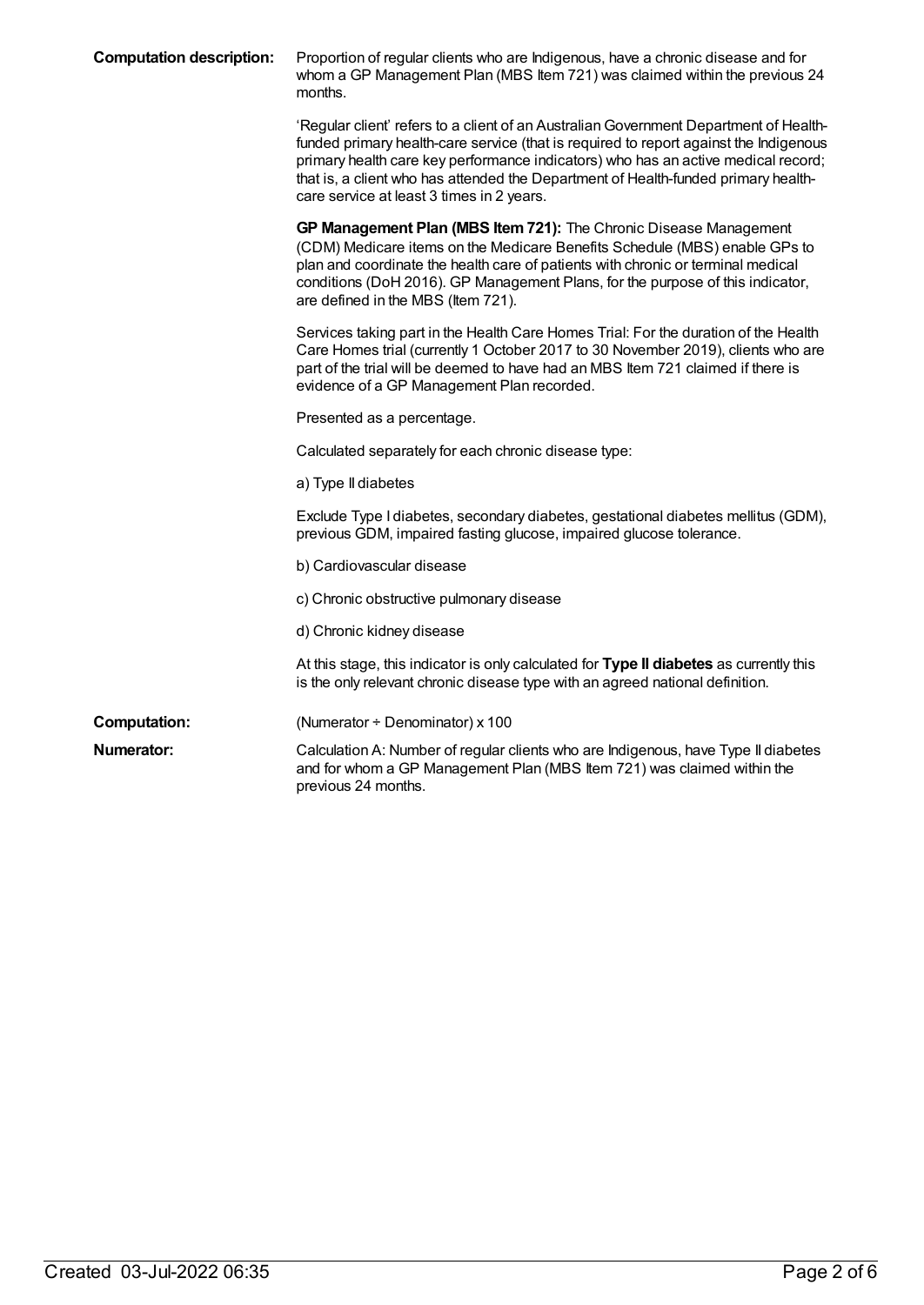**Computation description:** Proportion of regular clients who are Indigenous, have a chronic disease and for whom a GP Management Plan (MBS Item 721) was claimed within the previous 24 months.

'Regular client' refers to a client of an Australian Government Department of Health-funded primary health-care service (that is required to report against the Indigenous primary health care key performance indicators) who has an active medical record; that is, a client who has attended the Department of Health-funded primary health-care service at least 3 times in 2 years.

**GP Management Plan (MBS Item 721):** The Chronic Disease Management (CDM) Medicare items on the Medicare Benefits Schedule (MBS) enable GPs to plan and coordinate the health care of patients with chronic or terminal medical conditions (DoH 2016). GP Management Plans, for the purpose of this indicator, are defined in the MBS (Item 721).

Services taking part in the Health Care Homes Trial: For the duration of the Health Care Homes trial (currently 1 October 2017 to 30 November 2019), clients who are part of the trial will be deemed to have had an MBS Item 721 claimed if there is evidence of a GP Management Plan recorded.

Presented as a percentage.

Calculated separately for each chronic disease type:

a) Type II diabetes

Exclude Type I diabetes, secondary diabetes, gestational diabetes mellitus (GDM), previous GDM, impaired fasting glucose, impaired glucose tolerance.

b) Cardiovascular disease

c) Chronic obstructive pulmonary disease

d) Chronic kidney disease

At this stage, this indicator is only calculated for **Type II diabetes** as currently this is the only relevant chronic disease type with an agreed national definition.

**Computation:** (Numerator ÷ Denominator) x 100

**Numerator:** Calculation A: Number of regular clients who are Indigenous, have Type II diabetes and for whom a GP Management Plan (MBS Item 721) was claimed within the previous 24 months.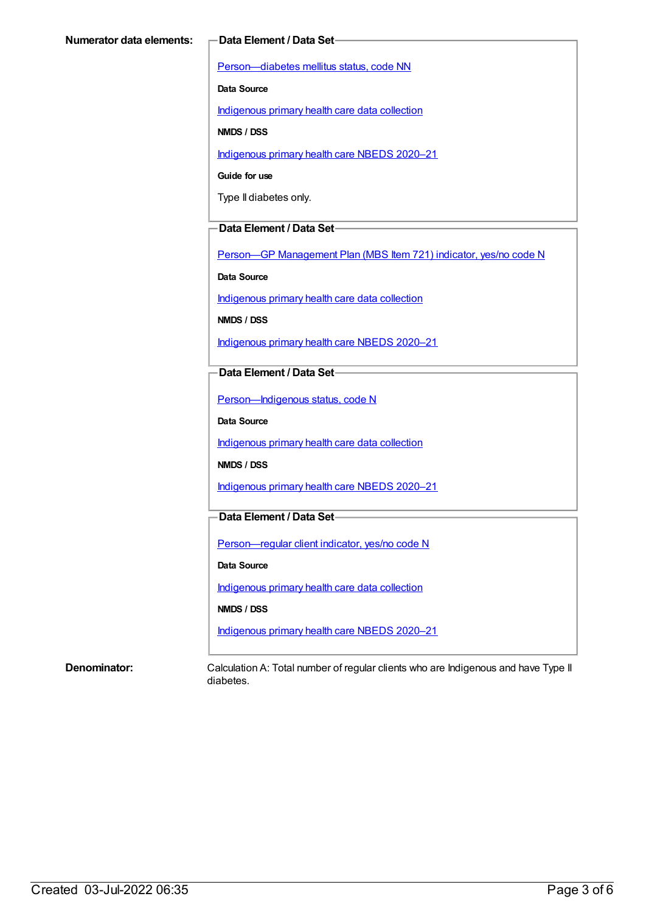**Numerator data elements:**

**Data Element / Data Set**

[Person—diabetes mellitus status, code NN]

**Data Source**

[Indigenous primary health care data collection]

**NMDS / DSS**

[Indigenous primary health care NBEDS 2020–21]

**Guide for use**

Type II diabetes only.

**Data Element / Data Set**

[Person—GP Management Plan (MBS Item 721) indicator, yes/no code N]

**Data Source**

[Indigenous primary health care data collection]

**NMDS / DSS**

[Indigenous primary health care NBEDS 2020–21]

**Data Element / Data Set**

[Person—Indigenous status, code N]

**Data Source**

[Indigenous primary health care data collection]

**NMDS / DSS**

[Indigenous primary health care NBEDS 2020–21]

**Data Element / Data Set**

[Person—regular client indicator, yes/no code N]

**Data Source**

[Indigenous primary health care data collection]

**NMDS / DSS**

[Indigenous primary health care NBEDS 2020–21]

**Denominator:**

Calculation A: Total number of regular clients who are Indigenous and have Type II diabetes.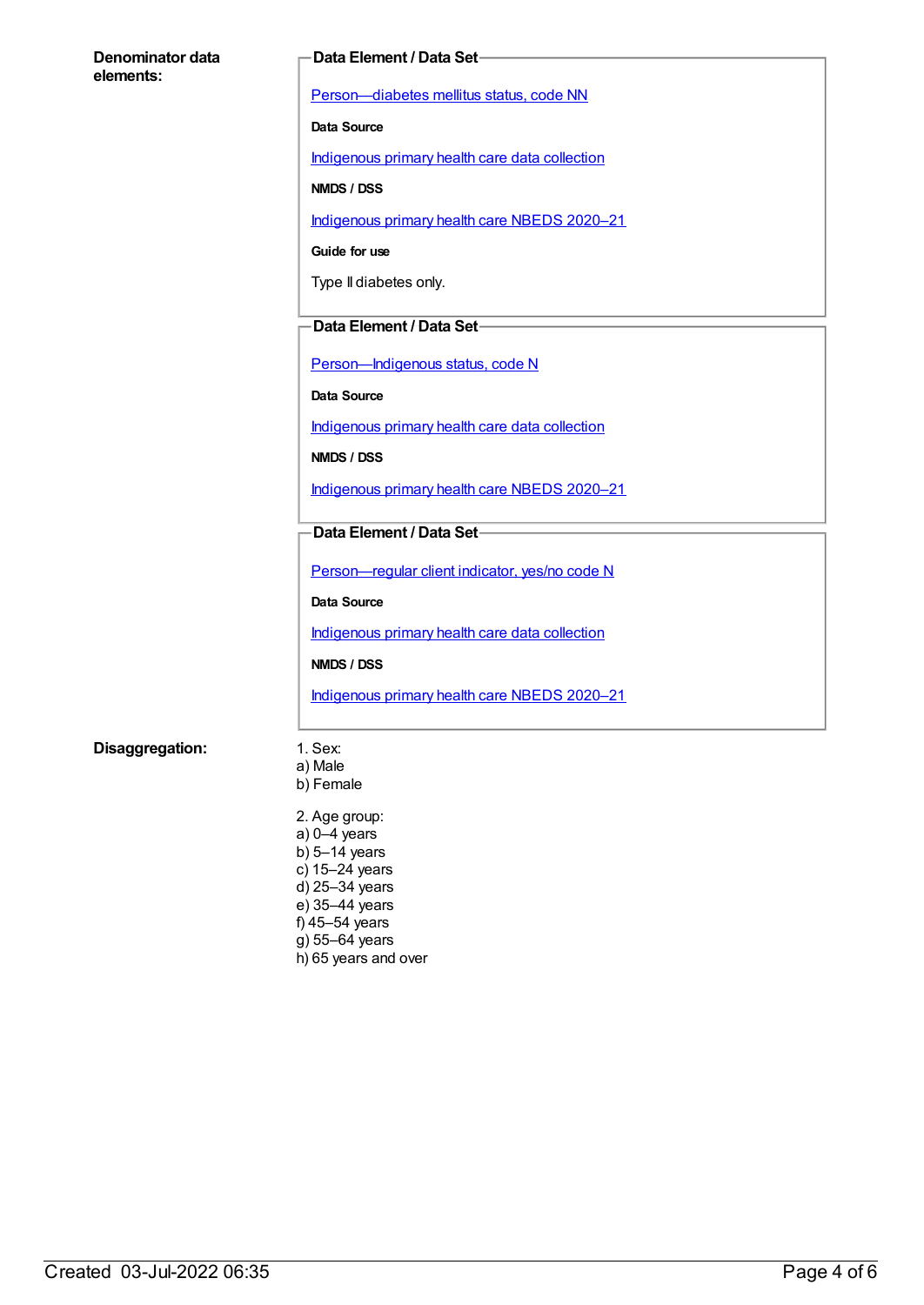**Denominator data elements:**

**Data Element / Data Set**

Person—diabetes mellitus status, code NN

**Data Source**

Indigenous primary health care data collection

**NMDS / DSS**

Indigenous primary health care NBEDS 2020–21

**Guide for use**

Type II diabetes only.

**Data Element / Data Set**

Person—Indigenous status, code N

**Data Source**

Indigenous primary health care data collection

**NMDS / DSS**

Indigenous primary health care NBEDS 2020–21

**Data Element / Data Set**

Person—regular client indicator, yes/no code N

**Data Source**

Indigenous primary health care data collection

**NMDS / DSS**

Indigenous primary health care NBEDS 2020–21

**Disaggregation:**

1. Sex:
a) Male
b) Female

2. Age group:
a) 0–4 years
b) 5–14 years
c) 15–24 years
d) 25–34 years
e) 35–44 years
f) 45–54 years
g) 55–64 years
h) 65 years and over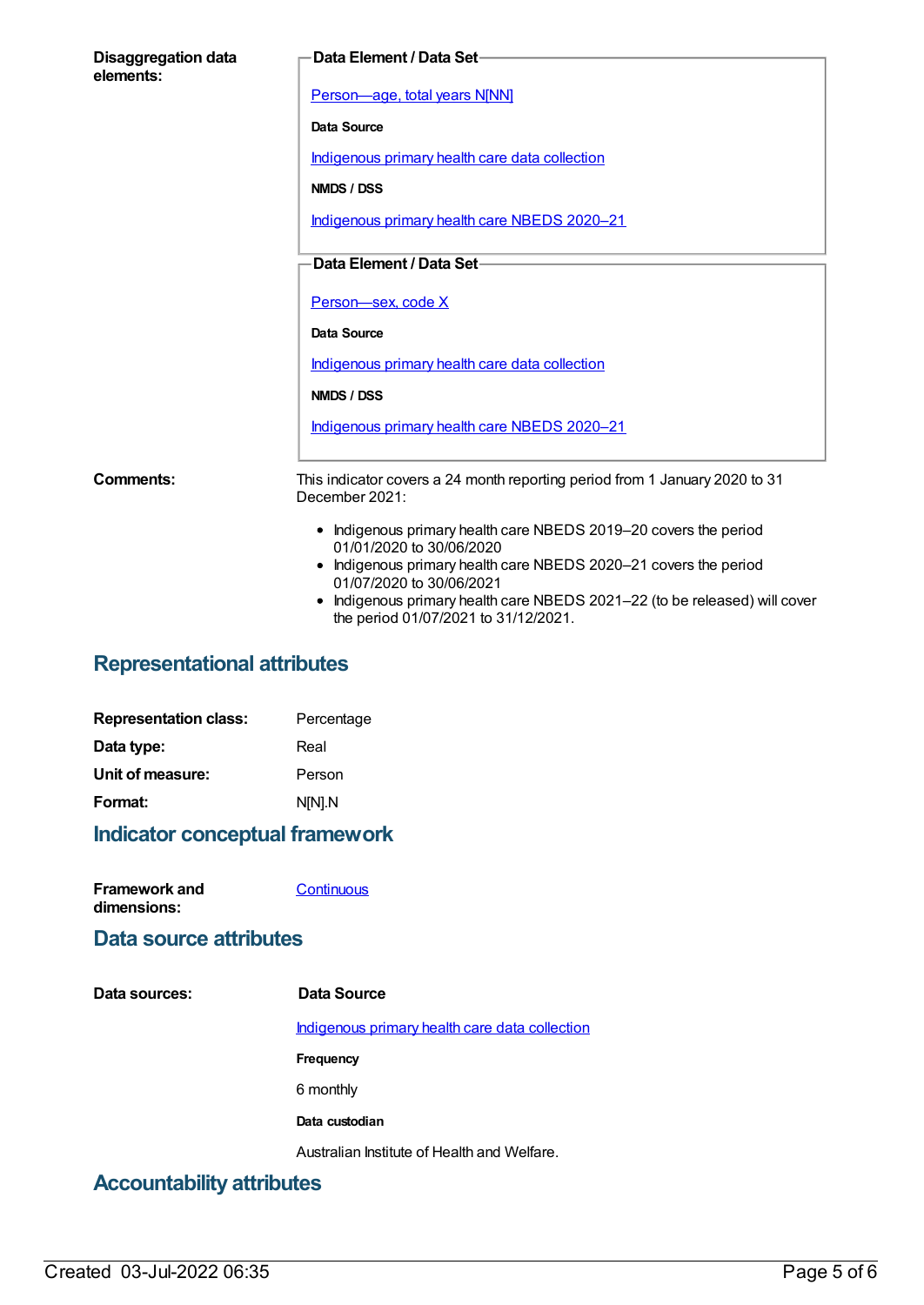**Disaggregation data elements:**

**Data Element / Data Set**

Person—age, total years N[NN]

**Data Source**

Indigenous primary health care data collection

**NMDS / DSS**

Indigenous primary health care NBEDS 2020–21

**Data Element / Data Set**

Person—sex, code X

**Data Source**

Indigenous primary health care data collection

**NMDS / DSS**

Indigenous primary health care NBEDS 2020–21

**Comments:** This indicator covers a 24 month reporting period from 1 January 2020 to 31 December 2021:

- Indigenous primary health care NBEDS 2019–20 covers the period 01/01/2020 to 30/06/2020
- Indigenous primary health care NBEDS 2020–21 covers the period 01/07/2020 to 30/06/2021
- Indigenous primary health care NBEDS 2021–22 (to be released) will cover the period 01/07/2021 to 31/12/2021.

## Representational attributes

**Representation class:** Percentage

**Data type:** Real

**Unit of measure:** Person

**Format:** N[N].N

## Indicator conceptual framework

**Framework and dimensions:** Continuous

## Data source attributes

**Data sources:**

**Data Source**

Indigenous primary health care data collection

**Frequency**

6 monthly

**Data custodian**

Australian Institute of Health and Welfare.

## Accountability attributes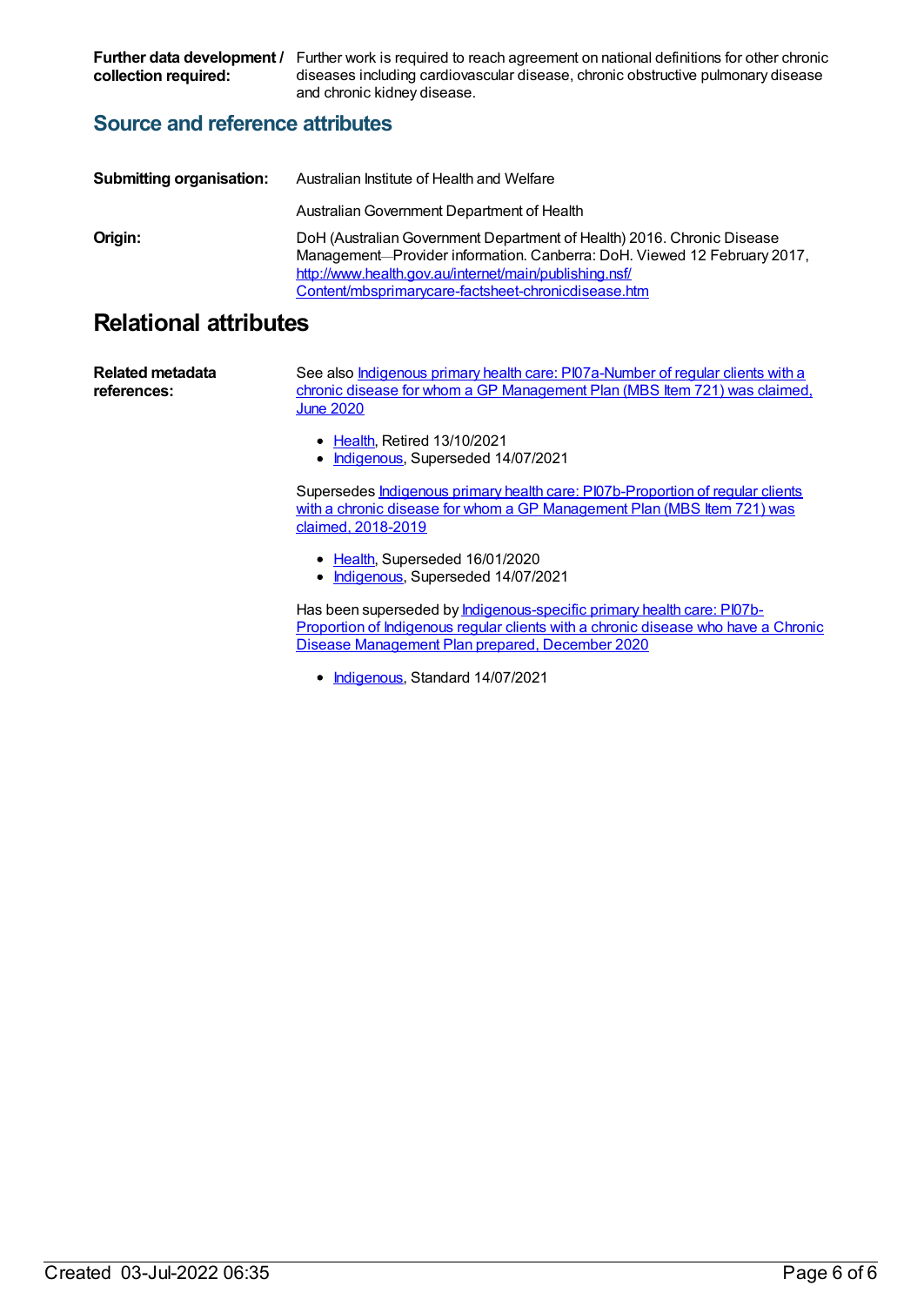**Further data development / collection required:** Further work is required to reach agreement on national definitions for other chronic diseases including cardiovascular disease, chronic obstructive pulmonary disease and chronic kidney disease.

## Source and reference attributes

**Submitting organisation:** Australian Institute of Health and Welfare

Australian Government Department of Health

**Origin:** DoH (Australian Government Department of Health) 2016. Chronic Disease Management—Provider information. Canberra: DoH. Viewed 12 February 2017, http://www.health.gov.au/internet/main/publishing.nsf/Content/mbsprimarycare-factsheet-chronicdisease.htm

# Relational attributes

**Related metadata references:**

See also Indigenous primary health care: PI07a-Number of regular clients with a chronic disease for whom a GP Management Plan (MBS Item 721) was claimed, June 2020

- Health, Retired 13/10/2021
- Indigenous, Superseded 14/07/2021

Supersedes Indigenous primary health care: PI07b-Proportion of regular clients with a chronic disease for whom a GP Management Plan (MBS Item 721) was claimed, 2018-2019

- Health, Superseded 16/01/2020
- Indigenous, Superseded 14/07/2021

Has been superseded by Indigenous-specific primary health care: PI07b-Proportion of Indigenous regular clients with a chronic disease who have a Chronic Disease Management Plan prepared, December 2020

- Indigenous, Standard 14/07/2021